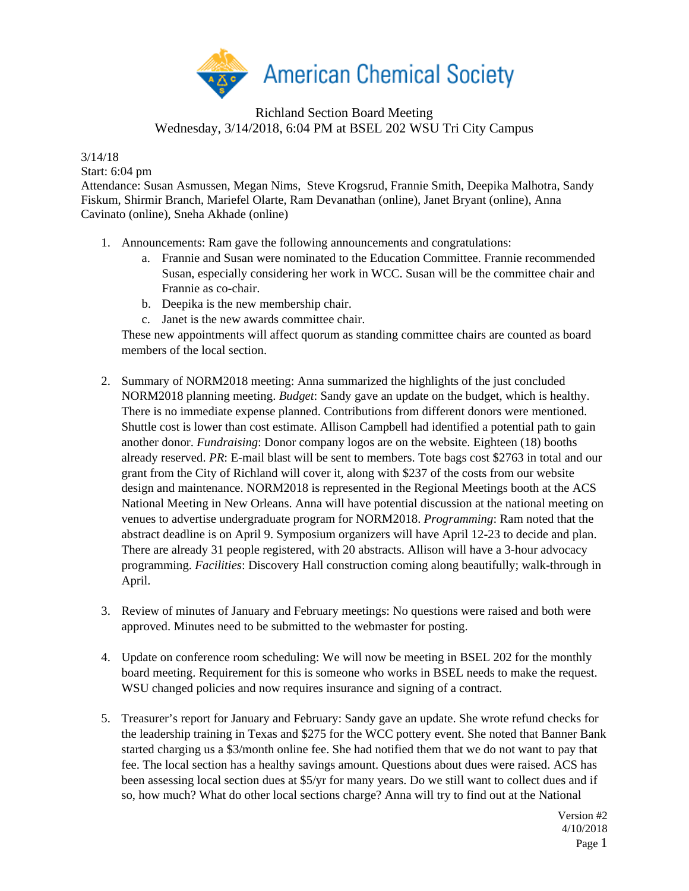American Chemical Society

Richland Section Board Meeting
Wednesday, 3/14/2018, 6:04 PM at BSEL 202 WSU Tri City Campus

3/14/18
Start: 6:04 pm
Attendance: Susan Asmussen, Megan Nims, Steve Krogsrud, Frannie Smith, Deepika Malhotra, Sandy Fiskum, Shirmir Branch, Mariefel Olarte, Ram Devanathan (online), Janet Bryant (online), Anna Cavinato (online), Sneha Akhade (online)

1. Announcements: Ram gave the following announcements and congratulations:
   a. Frannie and Susan were nominated to the Education Committee. Frannie recommended Susan, especially considering her work in WCC. Susan will be the committee chair and Frannie as co-chair.
   b. Deepika is the new membership chair.
   c. Janet is the new awards committee chair.

   These new appointments will affect quorum as standing committee chairs are counted as board members of the local section.

2. Summary of NORM2018 meeting: Anna summarized the highlights of the just concluded NORM2018 planning meeting. *Budget*: Sandy gave an update on the budget, which is healthy. There is no immediate expense planned. Contributions from different donors were mentioned. Shuttle cost is lower than cost estimate. Allison Campbell had identified a potential path to gain another donor. *Fundraising*: Donor company logos are on the website. Eighteen (18) booths already reserved. *PR*: E-mail blast will be sent to members. Tote bags cost $2763 in total and our grant from the City of Richland will cover it, along with $237 of the costs from our website design and maintenance. NORM2018 is represented in the Regional Meetings booth at the ACS National Meeting in New Orleans. Anna will have potential discussion at the national meeting on venues to advertise undergraduate program for NORM2018. *Programming*: Ram noted that the abstract deadline is on April 9. Symposium organizers will have April 12-23 to decide and plan. There are already 31 people registered, with 20 abstracts. Allison will have a 3-hour advocacy programming. *Facilities*: Discovery Hall construction coming along beautifully; walk-through in April.

3. Review of minutes of January and February meetings: No questions were raised and both were approved. Minutes need to be submitted to the webmaster for posting.

4. Update on conference room scheduling: We will now be meeting in BSEL 202 for the monthly board meeting. Requirement for this is someone who works in BSEL needs to make the request. WSU changed policies and now requires insurance and signing of a contract.

5. Treasurer's report for January and February: Sandy gave an update. She wrote refund checks for the leadership training in Texas and $275 for the WCC pottery event. She noted that Banner Bank started charging us a $3/month online fee. She had notified them that we do not want to pay that fee. The local section has a healthy savings amount. Questions about dues were raised. ACS has been assessing local section dues at $5/yr for many years. Do we still want to collect dues and if so, how much? What do other local sections charge? Anna will try to find out at the National

Version #2
4/10/2018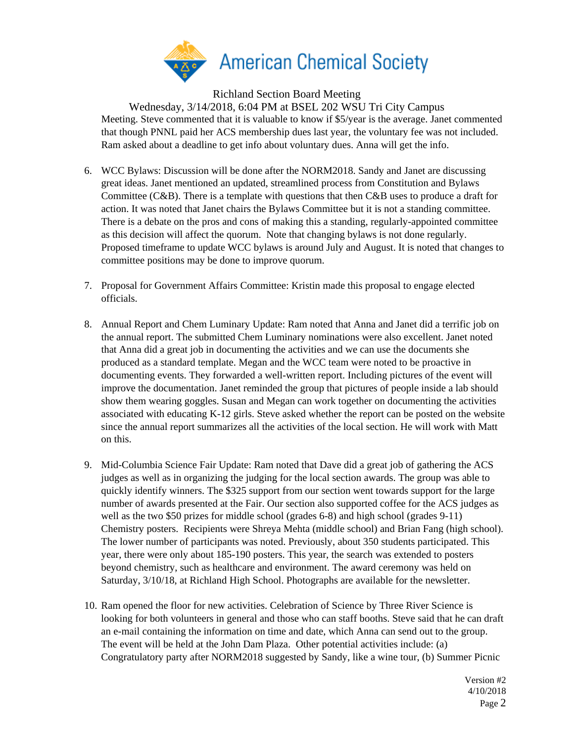Meeting. Steve commented that it is valuable to know if $5/year is the average. Janet commented that though PNNL paid her ACS membership dues last year, the voluntary fee was not included. Ram asked about a deadline to get info about voluntary dues. Anna will get the info.

6. WCC Bylaws: Discussion will be done after the NORM2018. Sandy and Janet are discussing great ideas. Janet mentioned an updated, streamlined process from Constitution and Bylaws Committee (C&B). There is a template with questions that then C&B uses to produce a draft for action. It was noted that Janet chairs the Bylaws Committee but it is not a standing committee. There is a debate on the pros and cons of making this a standing, regularly-appointed committee as this decision will affect the quorum. Note that changing bylaws is not done regularly. Proposed timeframe to update WCC bylaws is around July and August. It is noted that changes to committee positions may be done to improve quorum.

7. Proposal for Government Affairs Committee: Kristin made this proposal to engage elected officials.

8. Annual Report and Chem Luminary Update: Ram noted that Anna and Janet did a terrific job on the annual report. The submitted Chem Luminary nominations were also excellent. Janet noted that Anna did a great job in documenting the activities and we can use the documents she produced as a standard template. Megan and the WCC team were noted to be proactive in documenting events. They forwarded a well-written report. Including pictures of the event will improve the documentation. Janet reminded the group that pictures of people inside a lab should show them wearing goggles. Susan and Megan can work together on documenting the activities associated with educating K-12 girls. Steve asked whether the report can be posted on the website since the annual report summarizes all the activities of the local section. He will work with Matt on this.

9. Mid-Columbia Science Fair Update: Ram noted that Dave did a great job of gathering the ACS judges as well as in organizing the judging for the local section awards. The group was able to quickly identify winners. The $325 support from our section went towards support for the large number of awards presented at the Fair. Our section also supported coffee for the ACS judges as well as the two $50 prizes for middle school (grades 6-8) and high school (grades 9-11) Chemistry posters. Recipients were Shreya Mehta (middle school) and Brian Fang (high school). The lower number of participants was noted. Previously, about 350 students participated. This year, there were only about 185-190 posters. This year, the search was extended to posters beyond chemistry, such as healthcare and environment. The award ceremony was held on Saturday, 3/10/18, at Richland High School. Photographs are available for the newsletter.

10. Ram opened the floor for new activities. Celebration of Science by Three River Science is looking for both volunteers in general and those who can staff booths. Steve said that he can draft an e-mail containing the information on time and date, which Anna can send out to the group. The event will be held at the John Dam Plaza. Other potential activities include: (a) Congratulatory party after NORM2018 suggested by Sandy, like a wine tour, (b) Summer Picnic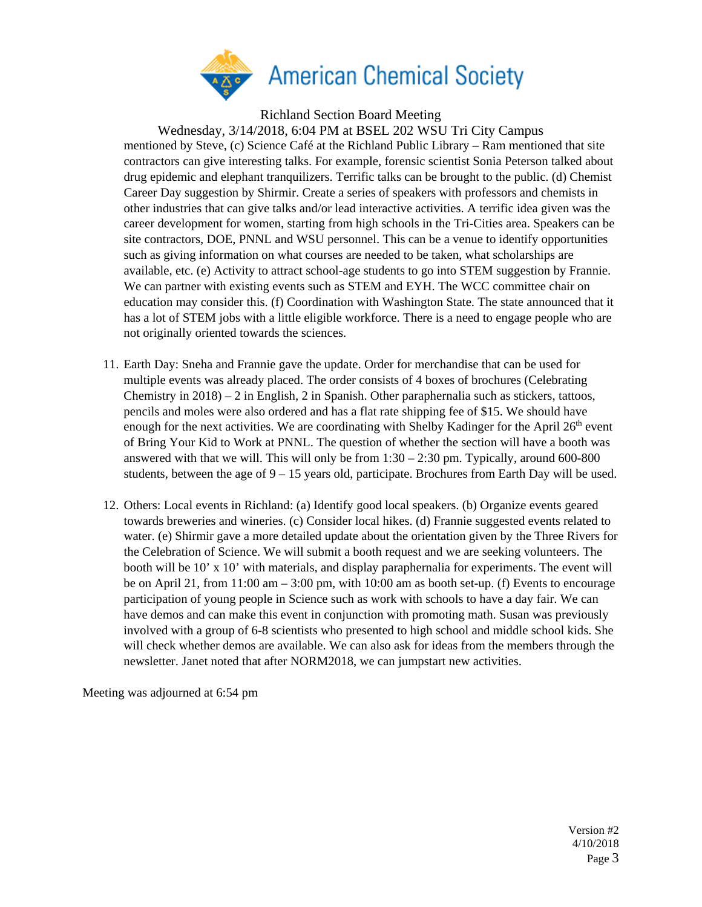mentioned by Steve, (c) Science Café at the Richland Public Library – Ram mentioned that site contractors can give interesting talks. For example, forensic scientist Sonia Peterson talked about drug epidemic and elephant tranquilizers. Terrific talks can be brought to the public. (d) Chemist Career Day suggestion by Shirmir. Create a series of speakers with professors and chemists in other industries that can give talks and/or lead interactive activities. A terrific idea given was the career development for women, starting from high schools in the Tri-Cities area. Speakers can be site contractors, DOE, PNNL and WSU personnel. This can be a venue to identify opportunities such as giving information on what courses are needed to be taken, what scholarships are available, etc. (e) Activity to attract school-age students to go into STEM suggestion by Frannie. We can partner with existing events such as STEM and EYH. The WCC committee chair on education may consider this. (f) Coordination with Washington State. The state announced that it has a lot of STEM jobs with a little eligible workforce. There is a need to engage people who are not originally oriented towards the sciences.

11. Earth Day: Sneha and Frannie gave the update. Order for merchandise that can be used for multiple events was already placed. The order consists of 4 boxes of brochures (Celebrating Chemistry in 2018) – 2 in English, 2 in Spanish. Other paraphernalia such as stickers, tattoos, pencils and moles were also ordered and has a flat rate shipping fee of $15. We should have enough for the next activities. We are coordinating with Shelby Kadinger for the April 26th event of Bring Your Kid to Work at PNNL. The question of whether the section will have a booth was answered with that we will. This will only be from 1:30 – 2:30 pm. Typically, around 600-800 students, between the age of 9 – 15 years old, participate. Brochures from Earth Day will be used.

12. Others: Local events in Richland: (a) Identify good local speakers. (b) Organize events geared towards breweries and wineries. (c) Consider local hikes. (d) Frannie suggested events related to water. (e) Shirmir gave a more detailed update about the orientation given by the Three Rivers for the Celebration of Science. We will submit a booth request and we are seeking volunteers. The booth will be 10' x 10' with materials, and display paraphernalia for experiments. The event will be on April 21, from 11:00 am – 3:00 pm, with 10:00 am as booth set-up. (f) Events to encourage participation of young people in Science such as work with schools to have a day fair. We can have demos and can make this event in conjunction with promoting math. Susan was previously involved with a group of 6-8 scientists who presented to high school and middle school kids. She will check whether demos are available. We can also ask for ideas from the members through the newsletter. Janet noted that after NORM2018, we can jumpstart new activities.

Meeting was adjourned at 6:54 pm

Version #2
4/10/2018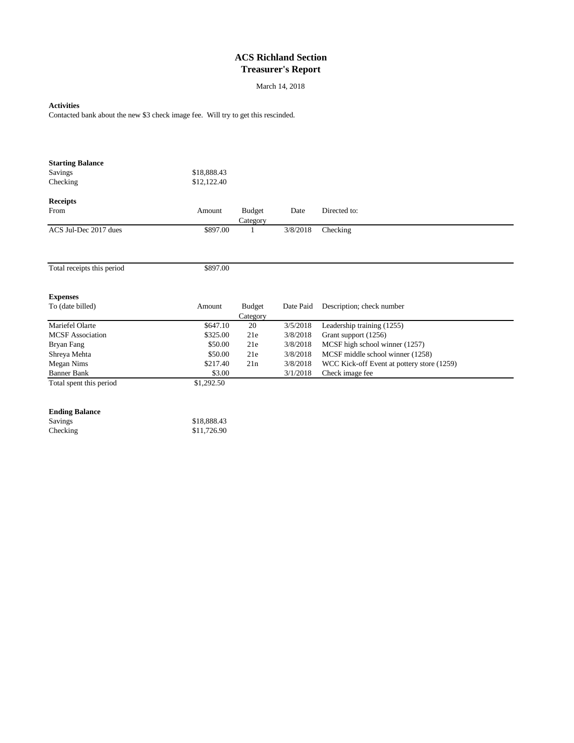# ACS Richland Section
## Treasurer's Report

March 14, 2018

**Activities**

Contacted bank about the new $3 check image fee. Will try to get this rescinded.

**Starting Balance**

| | |
|---|---|
| Savings | $18,888.43 |
| Checking | $12,122.40 |

**Receipts**

| From | Amount | Budget Category | Date | Directed to: |
|---|---|---|---|---|
| ACS Jul-Dec 2017 dues | $897.00 | 1 | 3/8/2018 | Checking |
| Total receipts this period | $897.00 | | | |

**Expenses**

| To (date billed) | Amount | Budget Category | Date Paid | Description; check number |
|---|---|---|---|---|
| Mariefel Olarte | $647.10 | 20 | 3/5/2018 | Leadership training (1255) |
| MCSF Association | $325.00 | 21e | 3/8/2018 | Grant support (1256) |
| Bryan Fang | $50.00 | 21e | 3/8/2018 | MCSF high school winner (1257) |
| Shreya Mehta | $50.00 | 21e | 3/8/2018 | MCSF middle school winner (1258) |
| Megan Nims | $217.40 | 21n | 3/8/2018 | WCC Kick-off Event at pottery store (1259) |
| Banner Bank | $3.00 | | 3/1/2018 | Check image fee |
| Total spent this period | $1,292.50 | | | |

**Ending Balance**

| | |
|---|---|
| Savings | $18,888.43 |
| Checking | $11,726.90 |